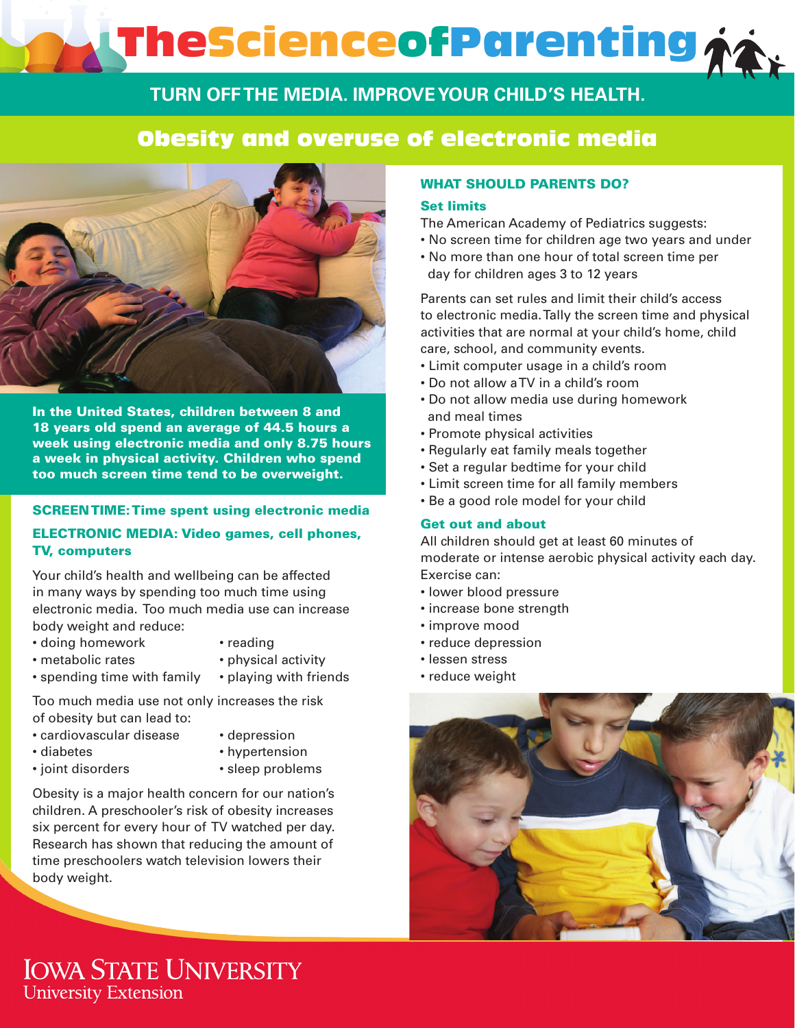# TheScienceofParenting

## TURN OFF THE MEDIA. IMPROVE YOUR CHILD'S HEALTH.

## Obesity and overuse of electronic media

**In the United States, children between 8 and 18 years old spend an average of 44.5 hours a week using electronic media and only 8.75 hours a week in physical activity. Children who spend too much screen time tend to be overweight.**

### SCREEN TIME: Time spent using electronic media

### ELECTRONIC MEDIA: Video games, cell phones, TV, computers

Your child's health and wellbeing can be affected in many ways by spending too much time using electronic media. Too much media use can increase body weight and reduce:

- doing homework
- metabolic rates
- spending time with family
- reading
- physical activity
- playing with friends

Too much media use not only increases the risk of obesity but can lead to:

- cardiovascular disease
- diabetes
- joint disorders
- depression
- hypertension
- sleep problems

Obesity is a major health concern for our nation's children. A preschooler's risk of obesity increases six percent for every hour of TV watched per day. Research has shown that reducing the amount of time preschoolers watch television lowers their body weight.

### WHAT SHOULD PARENTS DO?

#### Set limits

The American Academy of Pediatrics suggests:

- No screen time for children age two years and under
- No more than one hour of total screen time per day for children ages 3 to 12 years

Parents can set rules and limit their child's access to electronic media. Tally the screen time and physical activities that are normal at your child's home, child care, school, and community events.

- Limit computer usage in a child's room
- Do not allow a TV in a child's room
- Do not allow media use during homework and meal times
- Promote physical activities
- Regularly eat family meals together
- Set a regular bedtime for your child
- Limit screen time for all family members
- Be a good role model for your child

#### Get out and about

All children should get at least 60 minutes of moderate or intense aerobic physical activity each day. Exercise can:

- lower blood pressure
- increase bone strength
- improve mood
- reduce depression
- lessen stress
- reduce weight

IOWA STATE UNIVERSITY
University Extension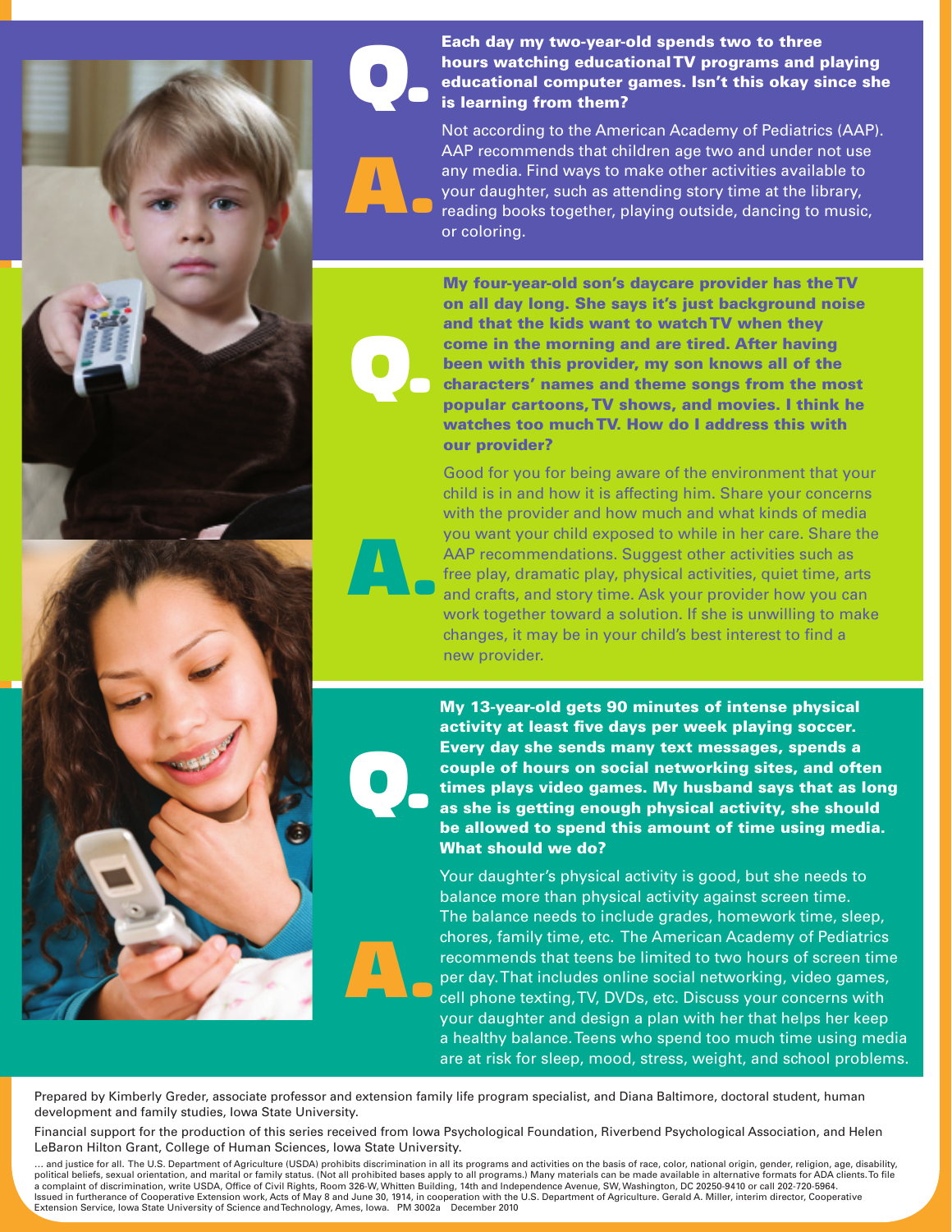**Q.** **Each day my two-year-old spends two to three hours watching educational TV programs and playing educational computer games. Isn't this okay since she is learning from them?**

**A.** Not according to the American Academy of Pediatrics (AAP). AAP recommends that children age two and under not use any media. Find ways to make other activities available to your daughter, such as attending story time at the library, reading books together, playing outside, dancing to music, or coloring.

**Q.** **My four-year-old son's daycare provider has the TV on all day long. She says it's just background noise and that the kids want to watch TV when they come in the morning and are tired. After having been with this provider, my son knows all of the characters' names and theme songs from the most popular cartoons, TV shows, and movies. I think he watches too much TV. How do I address this with our provider?**

**A.** Good for you for being aware of the environment that your child is in and how it is affecting him. Share your concerns with the provider and how much and what kinds of media you want your child exposed to while in her care. Share the AAP recommendations. Suggest other activities such as free play, dramatic play, physical activities, quiet time, arts and crafts, and story time. Ask your provider how you can work together toward a solution. If she is unwilling to make changes, it may be in your child's best interest to find a new provider.

**Q.** **My 13-year-old gets 90 minutes of intense physical activity at least five days per week playing soccer. Every day she sends many text messages, spends a couple of hours on social networking sites, and often times plays video games. My husband says that as long as she is getting enough physical activity, she should be allowed to spend this amount of time using media. What should we do?**

**A.** Your daughter's physical activity is good, but she needs to balance more than physical activity against screen time. The balance needs to include grades, homework time, sleep, chores, family time, etc. The American Academy of Pediatrics recommends that teens be limited to two hours of screen time per day. That includes online social networking, video games, cell phone texting, TV, DVDs, etc. Discuss your concerns with your daughter and design a plan with her that helps her keep a healthy balance. Teens who spend too much time using media are at risk for sleep, mood, stress, weight, and school problems.

Prepared by Kimberly Greder, associate professor and extension family life program specialist, and Diana Baltimore, doctoral student, human development and family studies, Iowa State University.

Financial support for the production of this series received from Iowa Psychological Foundation, Riverbend Psychological Association, and Helen LeBaron Hilton Grant, College of Human Sciences, Iowa State University.

... and justice for all. The U.S. Department of Agriculture (USDA) prohibits discrimination in all its programs and activities on the basis of race, color, national origin, gender, religion, age, disability, political beliefs, sexual orientation, and marital or family status. (Not all prohibited bases apply to all programs.) Many materials can be made available in alternative formats for ADA clients. To file a complaint of discrimination, write USDA, Office of Civil Rights, Room 326-W, Whitten Building, 14th and Independence Avenue, SW, Washington, DC 20250-9410 or call 202-720-5964.
Issued in furtherance of Cooperative Extension work, Acts of May 8 and June 30, 1914, in cooperation with the U.S. Department of Agriculture. Gerald A. Miller, interim director, Cooperative Extension Service, Iowa State University of Science and Technology, Ames, Iowa. PM 3002a December 2010